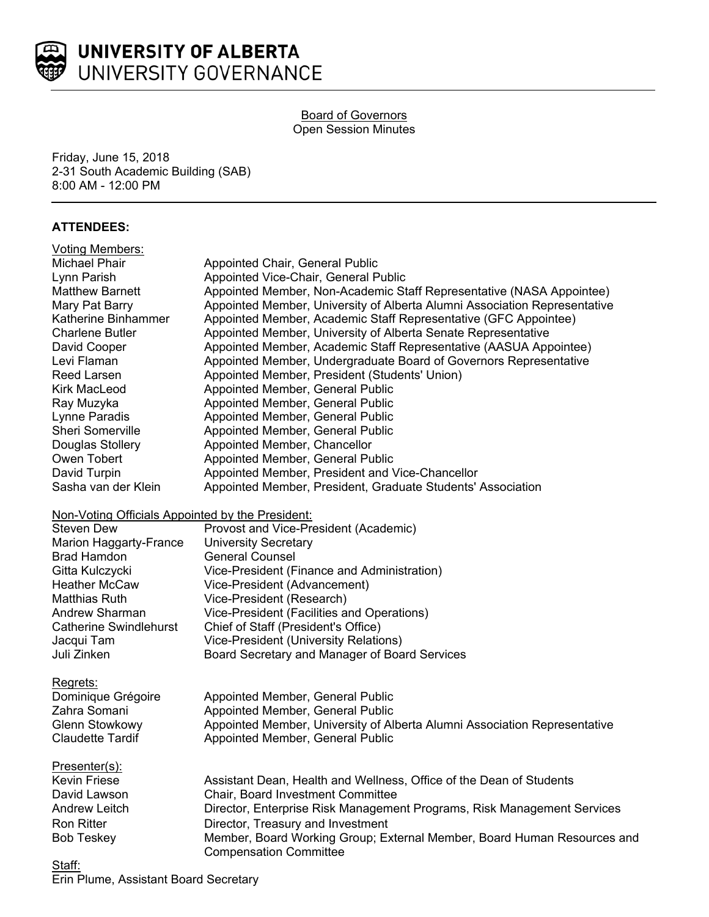# UNIVERSITY OF ALBERTA
## UNIVERSITY GOVERNANCE

Board of Governors
Open Session Minutes

Friday, June 15, 2018
2-31 South Academic Building (SAB)
8:00 AM - 12:00 PM

**ATTENDEES:**

Voting Members:

| | |
|---|---|
| Michael Phair | Appointed Chair, General Public |
| Lynn Parish | Appointed Vice-Chair, General Public |
| Matthew Barnett | Appointed Member, Non-Academic Staff Representative (NASA Appointee) |
| Mary Pat Barry | Appointed Member, University of Alberta Alumni Association Representative |
| Katherine Binhammer | Appointed Member, Academic Staff Representative (GFC Appointee) |
| Charlene Butler | Appointed Member, University of Alberta Senate Representative |
| David Cooper | Appointed Member, Academic Staff Representative (AASUA Appointee) |
| Levi Flaman | Appointed Member, Undergraduate Board of Governors Representative |
| Reed Larsen | Appointed Member, President (Students' Union) |
| Kirk MacLeod | Appointed Member, General Public |
| Ray Muzyka | Appointed Member, General Public |
| Lynne Paradis | Appointed Member, General Public |
| Sheri Somerville | Appointed Member, General Public |
| Douglas Stollery | Appointed Member, Chancellor |
| Owen Tobert | Appointed Member, General Public |
| David Turpin | Appointed Member, President and Vice-Chancellor |
| Sasha van der Klein | Appointed Member, President, Graduate Students' Association |

Non-Voting Officials Appointed by the President:

| | |
|---|---|
| Steven Dew | Provost and Vice-President (Academic) |
| Marion Haggarty-France | University Secretary |
| Brad Hamdon | General Counsel |
| Gitta Kulczycki | Vice-President (Finance and Administration) |
| Heather McCaw | Vice-President (Advancement) |
| Matthias Ruth | Vice-President (Research) |
| Andrew Sharman | Vice-President (Facilities and Operations) |
| Catherine Swindlehurst | Chief of Staff (President's Office) |
| Jacqui Tam | Vice-President (University Relations) |
| Juli Zinken | Board Secretary and Manager of Board Services |

Regrets:

| | |
|---|---|
| Dominique Grégoire | Appointed Member, General Public |
| Zahra Somani | Appointed Member, General Public |
| Glenn Stowkowy | Appointed Member, University of Alberta Alumni Association Representative |
| Claudette Tardif | Appointed Member, General Public |

Presenter(s):

| | |
|---|---|
| Kevin Friese | Assistant Dean, Health and Wellness, Office of the Dean of Students |
| David Lawson | Chair, Board Investment Committee |
| Andrew Leitch | Director, Enterprise Risk Management Programs, Risk Management Services |
| Ron Ritter | Director, Treasury and Investment |
| Bob Teskey | Member, Board Working Group; External Member, Board Human Resources and Compensation Committee |

Staff:
Erin Plume, Assistant Board Secretary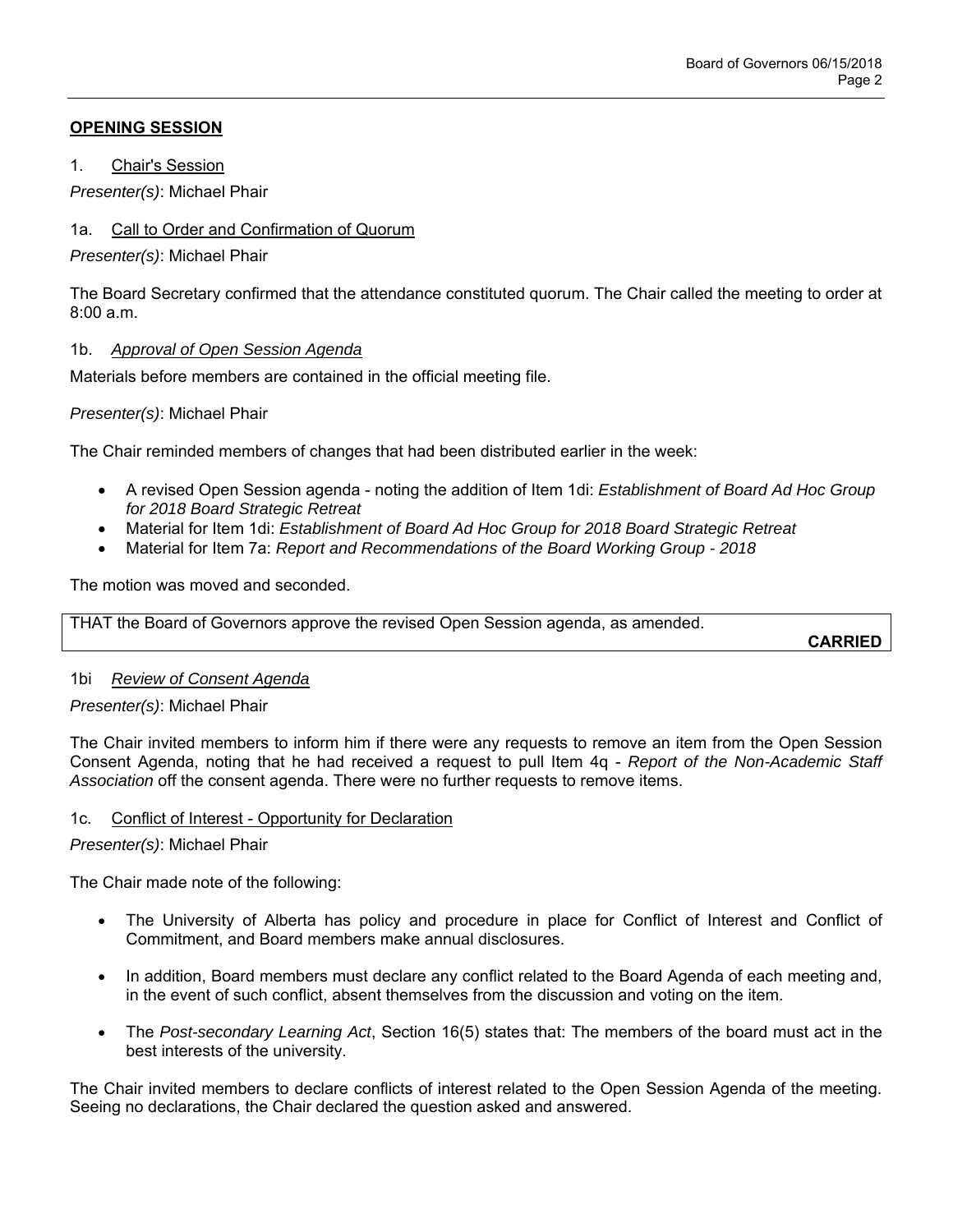## OPENING SESSION

1. Chair's Session

*Presenter(s)*: Michael Phair

1a. Call to Order and Confirmation of Quorum

*Presenter(s)*: Michael Phair

The Board Secretary confirmed that the attendance constituted quorum. The Chair called the meeting to order at 8:00 a.m.

1b. *Approval of Open Session Agenda*

Materials before members are contained in the official meeting file.

*Presenter(s)*: Michael Phair

The Chair reminded members of changes that had been distributed earlier in the week:

- A revised Open Session agenda - noting the addition of Item 1di: *Establishment of Board Ad Hoc Group for 2018 Board Strategic Retreat*
- Material for Item 1di: *Establishment of Board Ad Hoc Group for 2018 Board Strategic Retreat*
- Material for Item 7a: *Report and Recommendations of the Board Working Group - 2018*

The motion was moved and seconded.

THAT the Board of Governors approve the revised Open Session agenda, as amended.

**CARRIED**

1bi *Review of Consent Agenda*

*Presenter(s)*: Michael Phair

The Chair invited members to inform him if there were any requests to remove an item from the Open Session Consent Agenda, noting that he had received a request to pull Item 4q - *Report of the Non-Academic Staff Association* off the consent agenda. There were no further requests to remove items.

1c. Conflict of Interest - Opportunity for Declaration

*Presenter(s)*: Michael Phair

The Chair made note of the following:

- The University of Alberta has policy and procedure in place for Conflict of Interest and Conflict of Commitment, and Board members make annual disclosures.
- In addition, Board members must declare any conflict related to the Board Agenda of each meeting and, in the event of such conflict, absent themselves from the discussion and voting on the item.
- The *Post-secondary Learning Act*, Section 16(5) states that: The members of the board must act in the best interests of the university.

The Chair invited members to declare conflicts of interest related to the Open Session Agenda of the meeting. Seeing no declarations, the Chair declared the question asked and answered.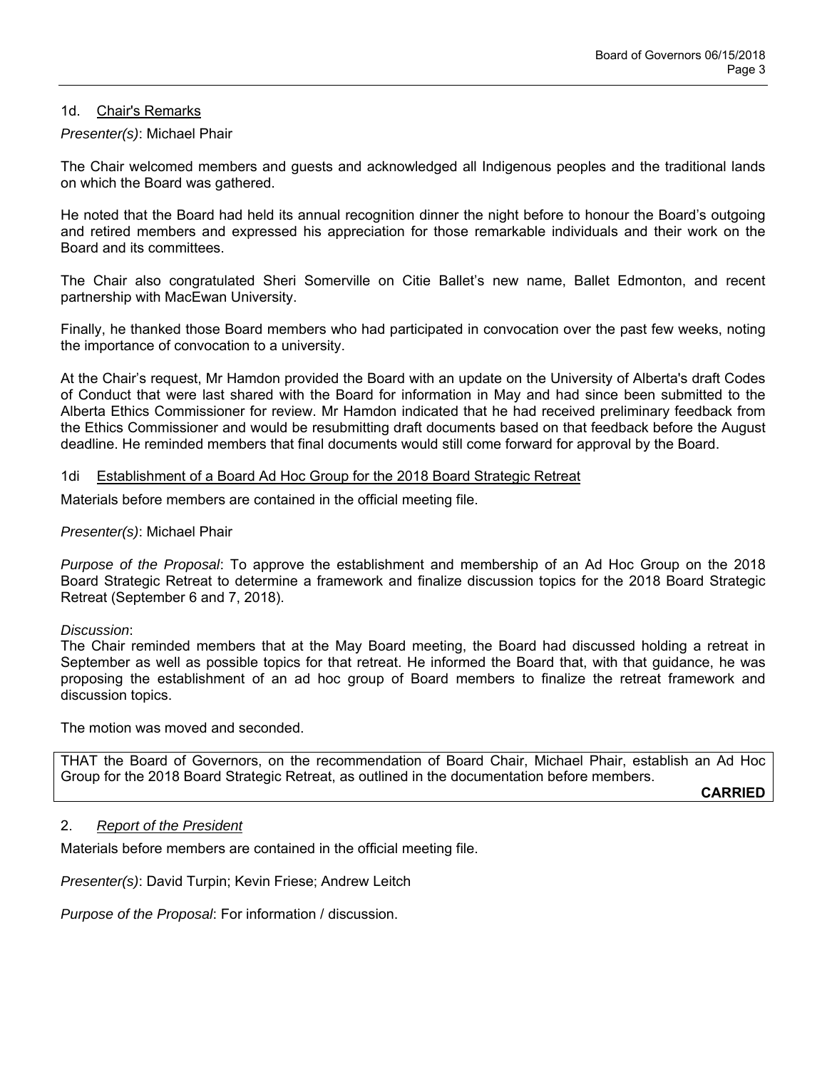## 1d. Chair's Remarks

*Presenter(s)*: Michael Phair

The Chair welcomed members and guests and acknowledged all Indigenous peoples and the traditional lands on which the Board was gathered.

He noted that the Board had held its annual recognition dinner the night before to honour the Board's outgoing and retired members and expressed his appreciation for those remarkable individuals and their work on the Board and its committees.

The Chair also congratulated Sheri Somerville on Citie Ballet's new name, Ballet Edmonton, and recent partnership with MacEwan University.

Finally, he thanked those Board members who had participated in convocation over the past few weeks, noting the importance of convocation to a university.

At the Chair's request, Mr Hamdon provided the Board with an update on the University of Alberta's draft Codes of Conduct that were last shared with the Board for information in May and had since been submitted to the Alberta Ethics Commissioner for review. Mr Hamdon indicated that he had received preliminary feedback from the Ethics Commissioner and would be resubmitting draft documents based on that feedback before the August deadline. He reminded members that final documents would still come forward for approval by the Board.

### 1di Establishment of a Board Ad Hoc Group for the 2018 Board Strategic Retreat

Materials before members are contained in the official meeting file.

*Presenter(s)*: Michael Phair

*Purpose of the Proposal*: To approve the establishment and membership of an Ad Hoc Group on the 2018 Board Strategic Retreat to determine a framework and finalize discussion topics for the 2018 Board Strategic Retreat (September 6 and 7, 2018).

*Discussion*:
The Chair reminded members that at the May Board meeting, the Board had discussed holding a retreat in September as well as possible topics for that retreat. He informed the Board that, with that guidance, he was proposing the establishment of an ad hoc group of Board members to finalize the retreat framework and discussion topics.

The motion was moved and seconded.

THAT the Board of Governors, on the recommendation of Board Chair, Michael Phair, establish an Ad Hoc Group for the 2018 Board Strategic Retreat, as outlined in the documentation before members.

**CARRIED**

## 2. *Report of the President*

Materials before members are contained in the official meeting file.

*Presenter(s)*: David Turpin; Kevin Friese; Andrew Leitch

*Purpose of the Proposal*: For information / discussion.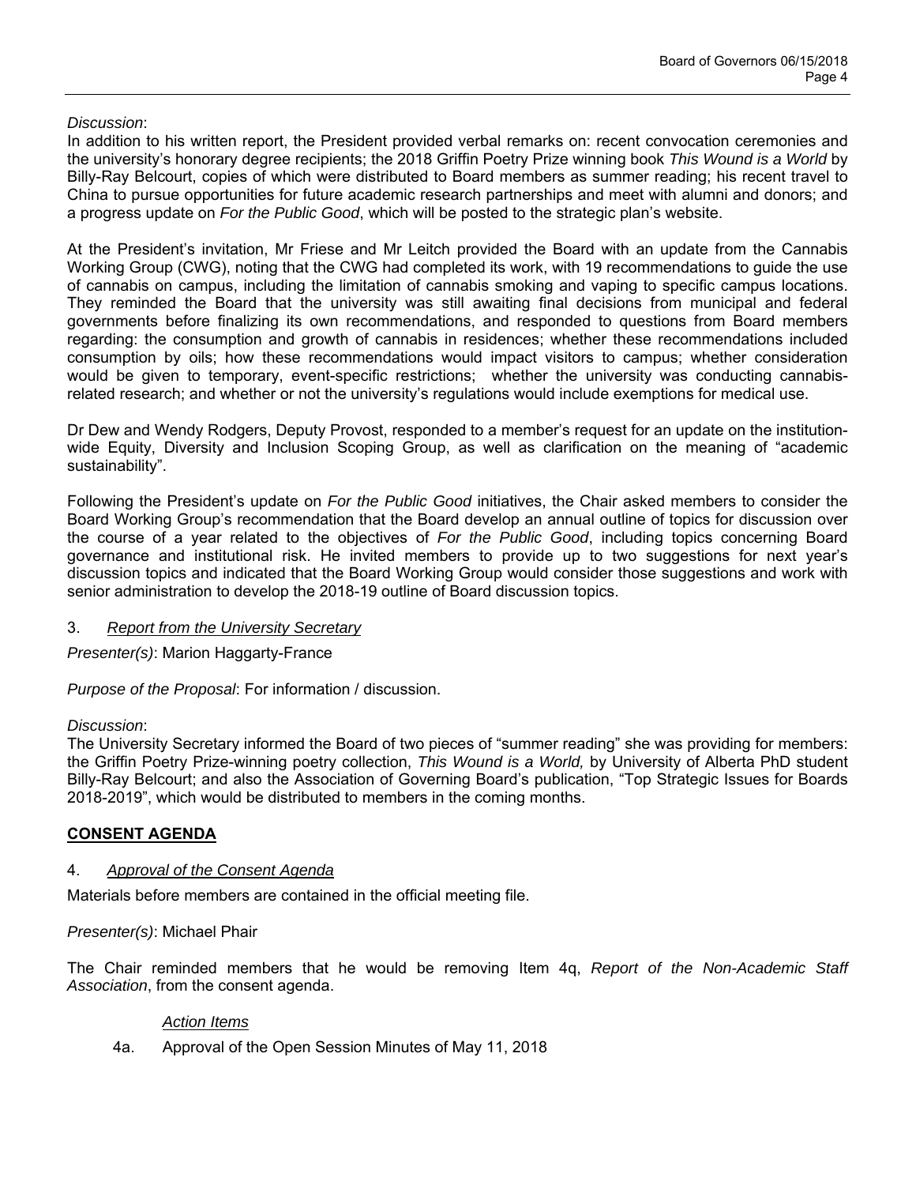*Discussion*:
In addition to his written report, the President provided verbal remarks on: recent convocation ceremonies and the university's honorary degree recipients; the 2018 Griffin Poetry Prize winning book *This Wound is a World* by Billy-Ray Belcourt, copies of which were distributed to Board members as summer reading; his recent travel to China to pursue opportunities for future academic research partnerships and meet with alumni and donors; and a progress update on *For the Public Good*, which will be posted to the strategic plan's website.

At the President's invitation, Mr Friese and Mr Leitch provided the Board with an update from the Cannabis Working Group (CWG), noting that the CWG had completed its work, with 19 recommendations to guide the use of cannabis on campus, including the limitation of cannabis smoking and vaping to specific campus locations. They reminded the Board that the university was still awaiting final decisions from municipal and federal governments before finalizing its own recommendations, and responded to questions from Board members regarding: the consumption and growth of cannabis in residences; whether these recommendations included consumption by oils; how these recommendations would impact visitors to campus; whether consideration would be given to temporary, event-specific restrictions; whether the university was conducting cannabis-related research; and whether or not the university's regulations would include exemptions for medical use.

Dr Dew and Wendy Rodgers, Deputy Provost, responded to a member's request for an update on the institution-wide Equity, Diversity and Inclusion Scoping Group, as well as clarification on the meaning of "academic sustainability".

Following the President's update on *For the Public Good* initiatives, the Chair asked members to consider the Board Working Group's recommendation that the Board develop an annual outline of topics for discussion over the course of a year related to the objectives of *For the Public Good*, including topics concerning Board governance and institutional risk. He invited members to provide up to two suggestions for next year's discussion topics and indicated that the Board Working Group would consider those suggestions and work with senior administration to develop the 2018-19 outline of Board discussion topics.

3. *Report from the University Secretary*

*Presenter(s)*: Marion Haggarty-France

*Purpose of the Proposal*: For information / discussion.

*Discussion*:
The University Secretary informed the Board of two pieces of "summer reading" she was providing for members: the Griffin Poetry Prize-winning poetry collection, *This Wound is a World,* by University of Alberta PhD student Billy-Ray Belcourt; and also the Association of Governing Board's publication, "Top Strategic Issues for Boards 2018-2019", which would be distributed to members in the coming months.

## CONSENT AGENDA

4. *Approval of the Consent Agenda*

Materials before members are contained in the official meeting file.

*Presenter(s)*: Michael Phair

The Chair reminded members that he would be removing Item 4q, *Report of the Non-Academic Staff Association*, from the consent agenda.

*Action Items*

4a. Approval of the Open Session Minutes of May 11, 2018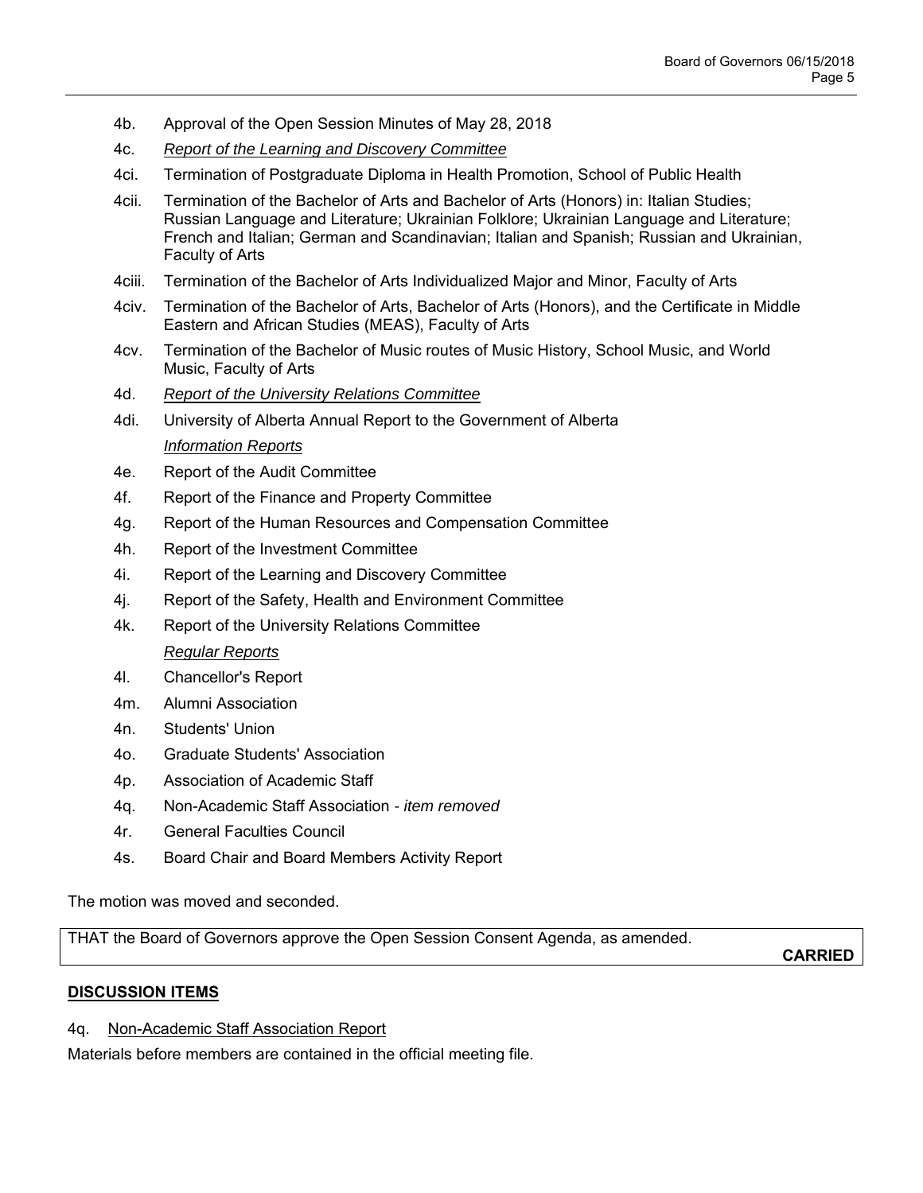4b. Approval of the Open Session Minutes of May 28, 2018

4c. *Report of the Learning and Discovery Committee*

4ci. Termination of Postgraduate Diploma in Health Promotion, School of Public Health

4cii. Termination of the Bachelor of Arts and Bachelor of Arts (Honors) in: Italian Studies; Russian Language and Literature; Ukrainian Folklore; Ukrainian Language and Literature; French and Italian; German and Scandinavian; Italian and Spanish; Russian and Ukrainian, Faculty of Arts

4ciii. Termination of the Bachelor of Arts Individualized Major and Minor, Faculty of Arts

4civ. Termination of the Bachelor of Arts, Bachelor of Arts (Honors), and the Certificate in Middle Eastern and African Studies (MEAS), Faculty of Arts

4cv. Termination of the Bachelor of Music routes of Music History, School Music, and World Music, Faculty of Arts

4d. *Report of the University Relations Committee*

4di. University of Alberta Annual Report to the Government of Alberta

*Information Reports*

4e. Report of the Audit Committee

4f. Report of the Finance and Property Committee

4g. Report of the Human Resources and Compensation Committee

4h. Report of the Investment Committee

4i. Report of the Learning and Discovery Committee

4j. Report of the Safety, Health and Environment Committee

4k. Report of the University Relations Committee

*Regular Reports*

4l. Chancellor's Report

4m. Alumni Association

4n. Students' Union

4o. Graduate Students' Association

4p. Association of Academic Staff

4q. Non-Academic Staff Association - *item removed*

4r. General Faculties Council

4s. Board Chair and Board Members Activity Report

The motion was moved and seconded.

THAT the Board of Governors approve the Open Session Consent Agenda, as amended.

**CARRIED**

## DISCUSSION ITEMS

4q. Non-Academic Staff Association Report

Materials before members are contained in the official meeting file.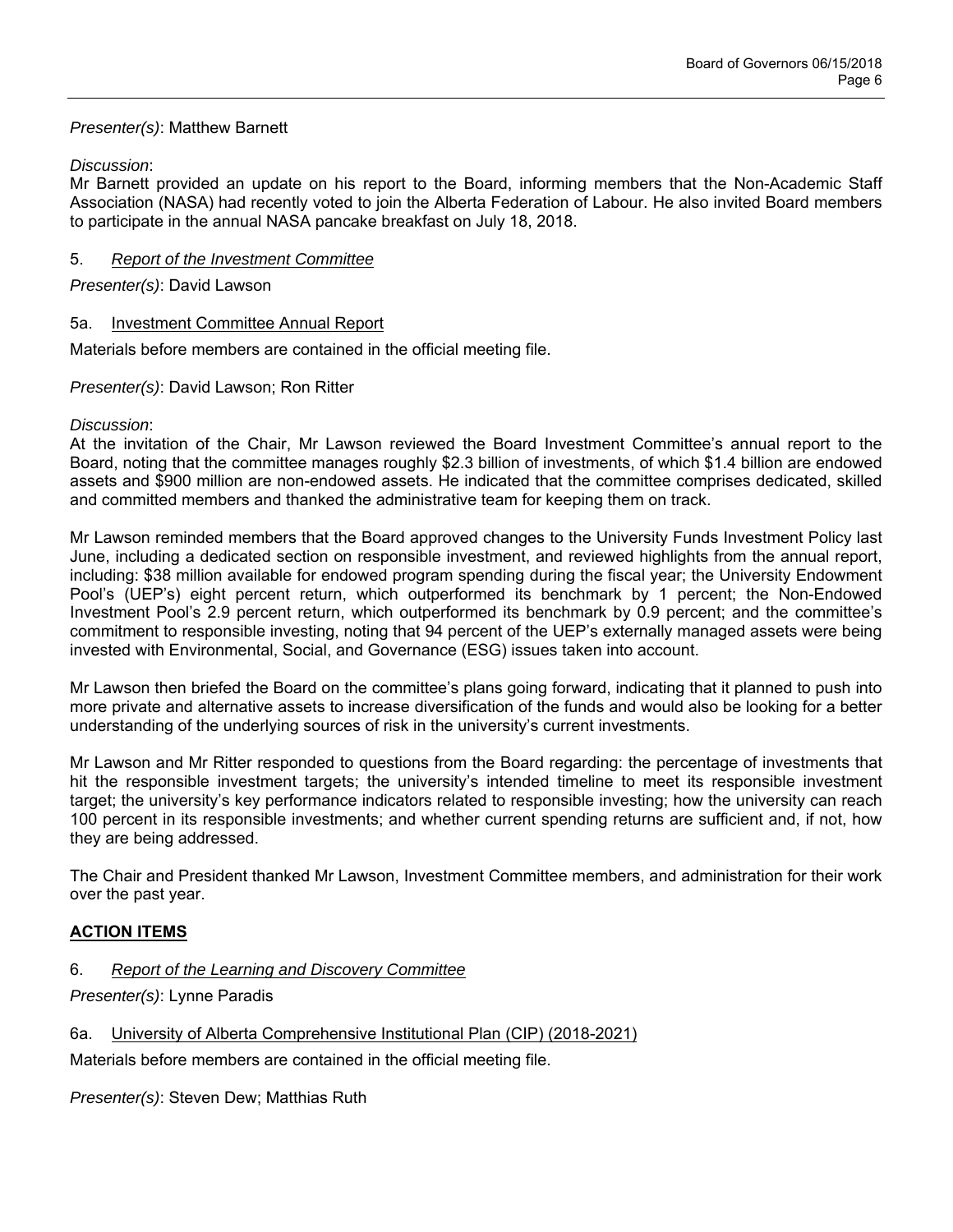*Presenter(s)*: Matthew Barnett

*Discussion*:
Mr Barnett provided an update on his report to the Board, informing members that the Non-Academic Staff Association (NASA) had recently voted to join the Alberta Federation of Labour. He also invited Board members to participate in the annual NASA pancake breakfast on July 18, 2018.

5. *Report of the Investment Committee*

*Presenter(s)*: David Lawson

5a. Investment Committee Annual Report

Materials before members are contained in the official meeting file.

*Presenter(s)*: David Lawson; Ron Ritter

*Discussion*:
At the invitation of the Chair, Mr Lawson reviewed the Board Investment Committee's annual report to the Board, noting that the committee manages roughly $2.3 billion of investments, of which $1.4 billion are endowed assets and $900 million are non-endowed assets. He indicated that the committee comprises dedicated, skilled and committed members and thanked the administrative team for keeping them on track.

Mr Lawson reminded members that the Board approved changes to the University Funds Investment Policy last June, including a dedicated section on responsible investment, and reviewed highlights from the annual report, including: $38 million available for endowed program spending during the fiscal year; the University Endowment Pool's (UEP's) eight percent return, which outperformed its benchmark by 1 percent; the Non-Endowed Investment Pool's 2.9 percent return, which outperformed its benchmark by 0.9 percent; and the committee's commitment to responsible investing, noting that 94 percent of the UEP's externally managed assets were being invested with Environmental, Social, and Governance (ESG) issues taken into account.

Mr Lawson then briefed the Board on the committee's plans going forward, indicating that it planned to push into more private and alternative assets to increase diversification of the funds and would also be looking for a better understanding of the underlying sources of risk in the university's current investments.

Mr Lawson and Mr Ritter responded to questions from the Board regarding: the percentage of investments that hit the responsible investment targets; the university's intended timeline to meet its responsible investment target; the university's key performance indicators related to responsible investing; how the university can reach 100 percent in its responsible investments; and whether current spending returns are sufficient and, if not, how they are being addressed.

The Chair and President thanked Mr Lawson, Investment Committee members, and administration for their work over the past year.

## ACTION ITEMS

6. *Report of the Learning and Discovery Committee*

*Presenter(s)*: Lynne Paradis

6a. University of Alberta Comprehensive Institutional Plan (CIP) (2018-2021)

Materials before members are contained in the official meeting file.

*Presenter(s)*: Steven Dew; Matthias Ruth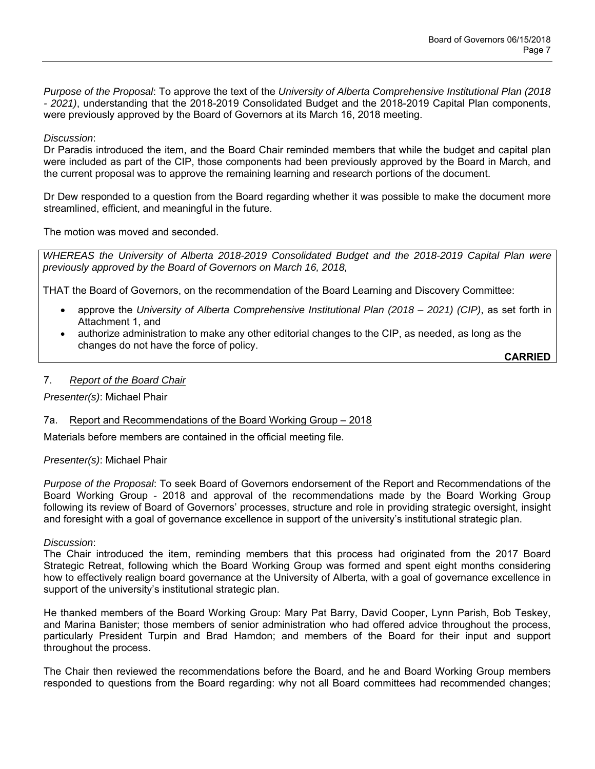*Purpose of the Proposal*: To approve the text of the *University of Alberta Comprehensive Institutional Plan (2018 - 2021)*, understanding that the 2018-2019 Consolidated Budget and the 2018-2019 Capital Plan components, were previously approved by the Board of Governors at its March 16, 2018 meeting.

*Discussion*:
Dr Paradis introduced the item, and the Board Chair reminded members that while the budget and capital plan were included as part of the CIP, those components had been previously approved by the Board in March, and the current proposal was to approve the remaining learning and research portions of the document.

Dr Dew responded to a question from the Board regarding whether it was possible to make the document more streamlined, efficient, and meaningful in the future.

The motion was moved and seconded.

*WHEREAS the University of Alberta 2018-2019 Consolidated Budget and the 2018-2019 Capital Plan were previously approved by the Board of Governors on March 16, 2018,*

THAT the Board of Governors, on the recommendation of the Board Learning and Discovery Committee:

- approve the *University of Alberta Comprehensive Institutional Plan (2018 – 2021) (CIP)*, as set forth in Attachment 1, and
- authorize administration to make any other editorial changes to the CIP, as needed, as long as the changes do not have the force of policy.

**CARRIED**

## 7. *Report of the Board Chair*

*Presenter(s)*: Michael Phair

### 7a. Report and Recommendations of the Board Working Group – 2018

Materials before members are contained in the official meeting file.

*Presenter(s)*: Michael Phair

*Purpose of the Proposal*: To seek Board of Governors endorsement of the Report and Recommendations of the Board Working Group - 2018 and approval of the recommendations made by the Board Working Group following its review of Board of Governors' processes, structure and role in providing strategic oversight, insight and foresight with a goal of governance excellence in support of the university's institutional strategic plan.

*Discussion*:
The Chair introduced the item, reminding members that this process had originated from the 2017 Board Strategic Retreat, following which the Board Working Group was formed and spent eight months considering how to effectively realign board governance at the University of Alberta, with a goal of governance excellence in support of the university's institutional strategic plan.

He thanked members of the Board Working Group: Mary Pat Barry, David Cooper, Lynn Parish, Bob Teskey, and Marina Banister; those members of senior administration who had offered advice throughout the process, particularly President Turpin and Brad Hamdon; and members of the Board for their input and support throughout the process.

The Chair then reviewed the recommendations before the Board, and he and Board Working Group members responded to questions from the Board regarding: why not all Board committees had recommended changes;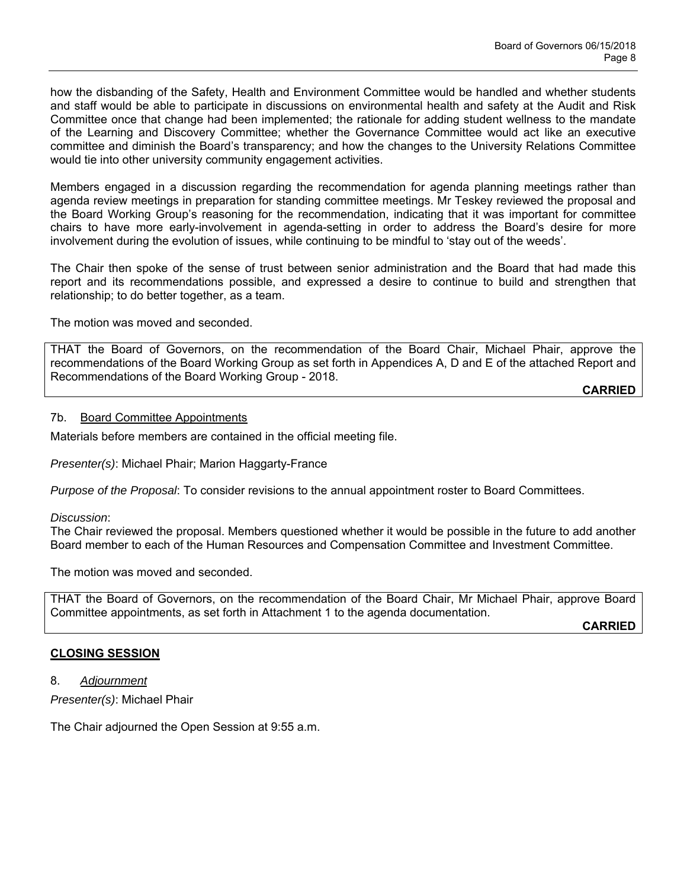how the disbanding of the Safety, Health and Environment Committee would be handled and whether students and staff would be able to participate in discussions on environmental health and safety at the Audit and Risk Committee once that change had been implemented; the rationale for adding student wellness to the mandate of the Learning and Discovery Committee; whether the Governance Committee would act like an executive committee and diminish the Board's transparency; and how the changes to the University Relations Committee would tie into other university community engagement activities.

Members engaged in a discussion regarding the recommendation for agenda planning meetings rather than agenda review meetings in preparation for standing committee meetings. Mr Teskey reviewed the proposal and the Board Working Group's reasoning for the recommendation, indicating that it was important for committee chairs to have more early-involvement in agenda-setting in order to address the Board's desire for more involvement during the evolution of issues, while continuing to be mindful to 'stay out of the weeds'.

The Chair then spoke of the sense of trust between senior administration and the Board that had made this report and its recommendations possible, and expressed a desire to continue to build and strengthen that relationship; to do better together, as a team.

The motion was moved and seconded.

THAT the Board of Governors, on the recommendation of the Board Chair, Michael Phair, approve the recommendations of the Board Working Group as set forth in Appendices A, D and E of the attached Report and Recommendations of the Board Working Group - 2018.

**CARRIED**

7b. Board Committee Appointments

Materials before members are contained in the official meeting file.

*Presenter(s)*: Michael Phair; Marion Haggarty-France

*Purpose of the Proposal*: To consider revisions to the annual appointment roster to Board Committees.

*Discussion*:
The Chair reviewed the proposal. Members questioned whether it would be possible in the future to add another Board member to each of the Human Resources and Compensation Committee and Investment Committee.

The motion was moved and seconded.

THAT the Board of Governors, on the recommendation of the Board Chair, Mr Michael Phair, approve Board Committee appointments, as set forth in Attachment 1 to the agenda documentation.

**CARRIED**

## CLOSING SESSION

8. *Adjournment*

*Presenter(s)*: Michael Phair

The Chair adjourned the Open Session at 9:55 a.m.